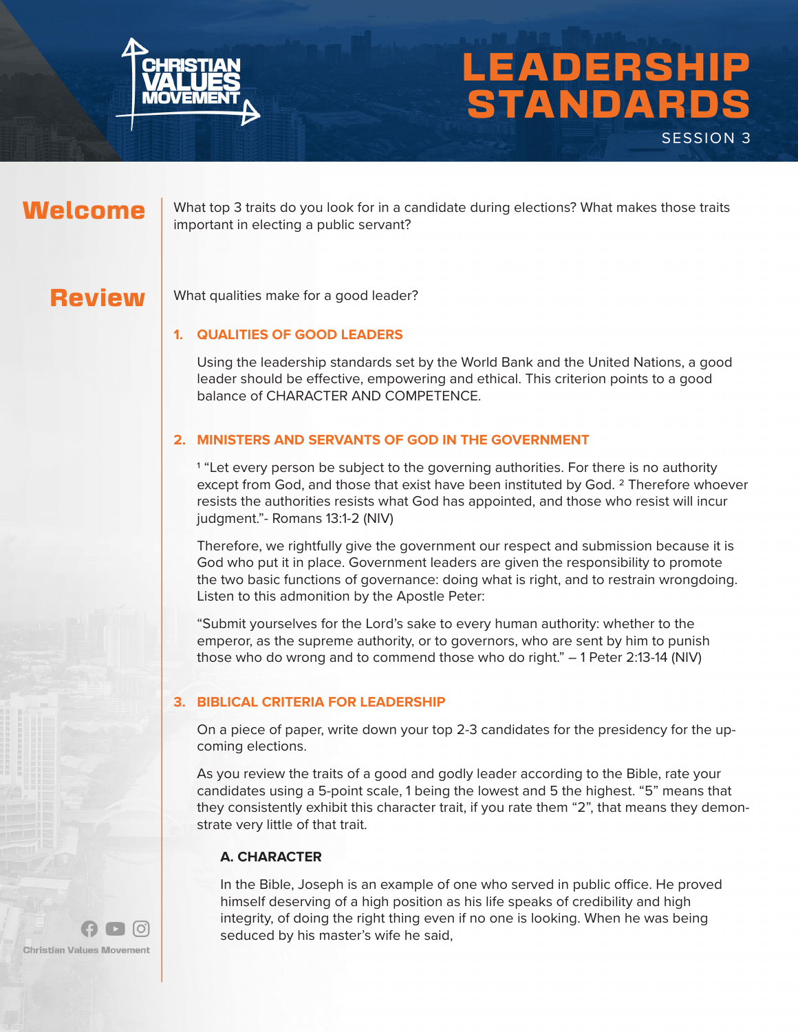# LEADERSHIP STANDARDS

SESSION 3

## Welcome

What top 3 traits do you look for in a candidate during elections? What makes those traits important in electing a public servant?

## Review

What qualities make for a good leader?

### 1. QUALITIES OF GOOD LEADERS

Using the leadership standards set by the World Bank and the United Nations, a good leader should be effective, empowering and ethical. This criterion points to a good balance of CHARACTER AND COMPETENCE.

### 2. MINISTERS AND SERVANTS OF GOD IN THE GOVERNMENT

[1] "Let every person be subject to the governing authorities. For there is no authority except from God, and those that exist have been instituted by God. [2] Therefore whoever resists the authorities resists what God has appointed, and those who resist will incur judgment."- Romans 13:1-2 (NIV)

Therefore, we rightfully give the government our respect and submission because it is God who put it in place. Government leaders are given the responsibility to promote the two basic functions of governance: doing what is right, and to restrain wrongdoing. Listen to this admonition by the Apostle Peter:

"Submit yourselves for the Lord's sake to every human authority: whether to the emperor, as the supreme authority, or to governors, who are sent by him to punish those who do wrong and to commend those who do right." – 1 Peter 2:13-14 (NIV)

### 3. BIBLICAL CRITERIA FOR LEADERSHIP

On a piece of paper, write down your top 2-3 candidates for the presidency for the up-coming elections.

As you review the traits of a good and godly leader according to the Bible, rate your candidates using a 5-point scale, 1 being the lowest and 5 the highest. "5" means that they consistently exhibit this character trait, if you rate them "2", that means they demon-strate very little of that trait.

#### A. CHARACTER

In the Bible, Joseph is an example of one who served in public office. He proved himself deserving of a high position as his life speaks of credibility and high integrity, of doing the right thing even if no one is looking. When he was being seduced by his master's wife he said,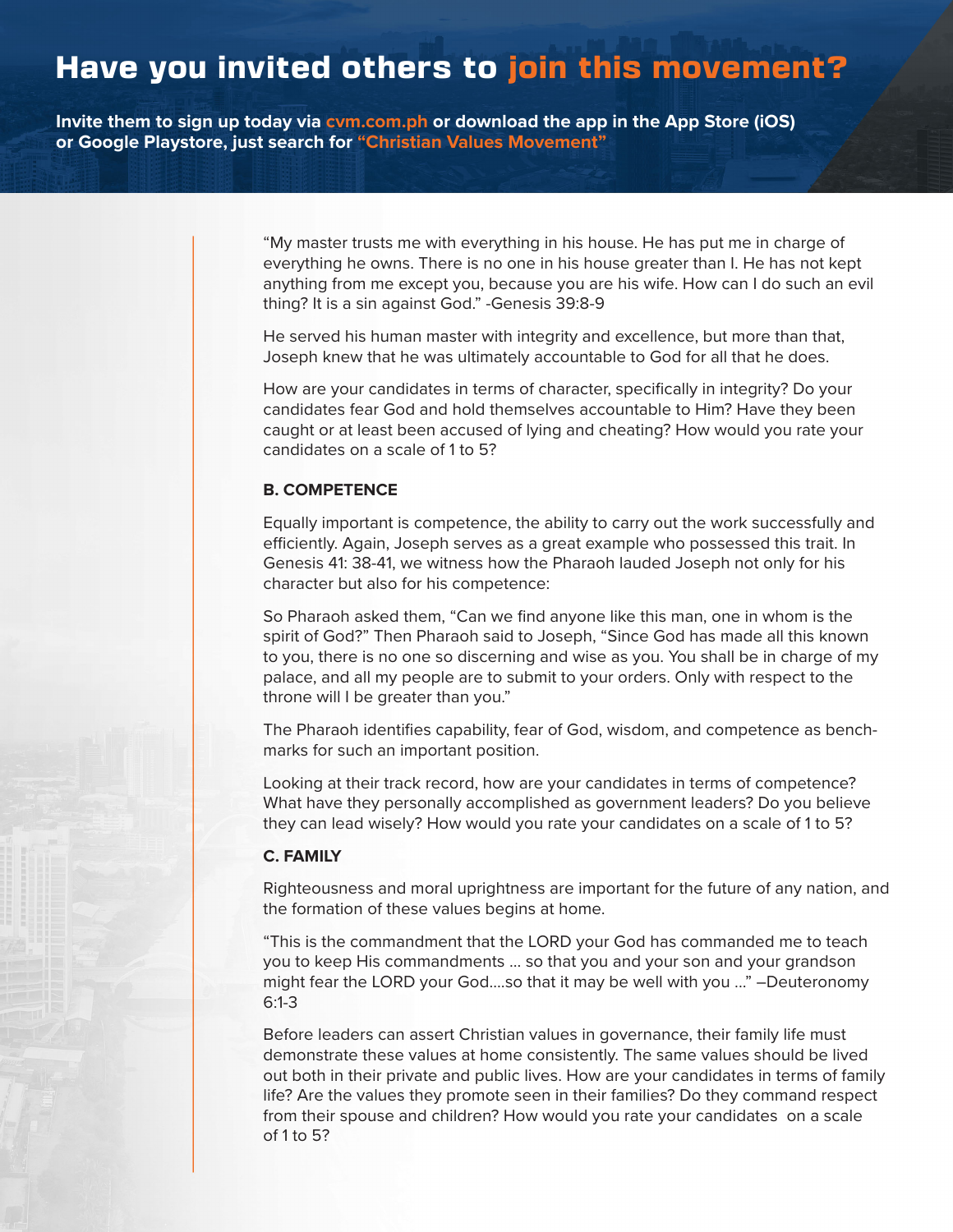## Have you invited others to join this movement?

**Invite them to sign up today via cvm.com.ph or download the app in the App Store (iOS) or Google Playstore, just search for "Christian Values Movement"**

"My master trusts me with everything in his house. He has put me in charge of everything he owns. There is no one in his house greater than I. He has not kept anything from me except you, because you are his wife. How can I do such an evil thing? It is a sin against God." -Genesis 39:8-9

He served his human master with integrity and excellence, but more than that, Joseph knew that he was ultimately accountable to God for all that he does.

How are your candidates in terms of character, specifically in integrity? Do your candidates fear God and hold themselves accountable to Him? Have they been caught or at least been accused of lying and cheating? How would you rate your candidates on a scale of 1 to 5?

**B. COMPETENCE**

Equally important is competence, the ability to carry out the work successfully and efficiently. Again, Joseph serves as a great example who possessed this trait. In Genesis 41: 38-41, we witness how the Pharaoh lauded Joseph not only for his character but also for his competence:

So Pharaoh asked them, "Can we find anyone like this man, one in whom is the spirit of God?" Then Pharaoh said to Joseph, "Since God has made all this known to you, there is no one so discerning and wise as you. You shall be in charge of my palace, and all my people are to submit to your orders. Only with respect to the throne will I be greater than you."

The Pharaoh identifies capability, fear of God, wisdom, and competence as benchmarks for such an important position.

Looking at their track record, how are your candidates in terms of competence? What have they personally accomplished as government leaders? Do you believe they can lead wisely? How would you rate your candidates on a scale of 1 to 5?

**C. FAMILY**

Righteousness and moral uprightness are important for the future of any nation, and the formation of these values begins at home.

"This is the commandment that the LORD your God has commanded me to teach you to keep His commandments ... so that you and your son and your grandson might fear the LORD your God....so that it may be well with you ..." –Deuteronomy 6:1-3

Before leaders can assert Christian values in governance, their family life must demonstrate these values at home consistently. The same values should be lived out both in their private and public lives. How are your candidates in terms of family life? Are the values they promote seen in their families? Do they command respect from their spouse and children? How would you rate your candidates on a scale of 1 to 5?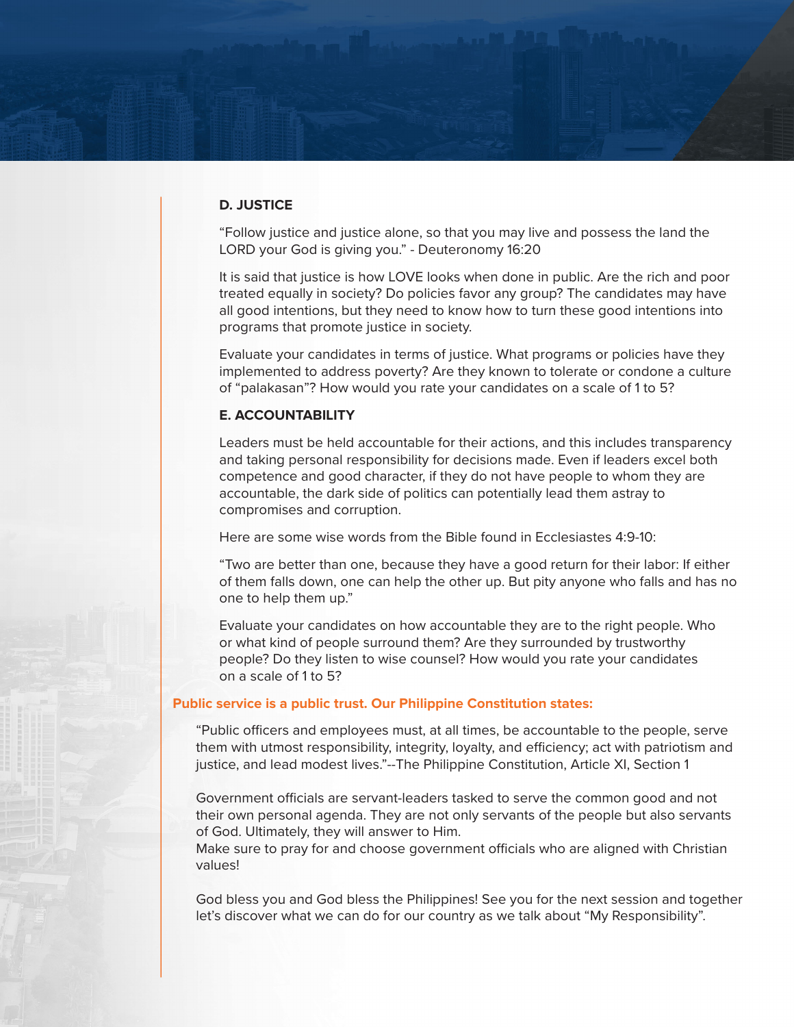### D. JUSTICE

“Follow justice and justice alone, so that you may live and possess the land the LORD your God is giving you.” - Deuteronomy 16:20

It is said that justice is how LOVE looks when done in public. Are the rich and poor treated equally in society? Do policies favor any group? The candidates may have all good intentions, but they need to know how to turn these good intentions into programs that promote justice in society.

Evaluate your candidates in terms of justice. What programs or policies have they implemented to address poverty? Are they known to tolerate or condone a culture of “palakasan”? How would you rate your candidates on a scale of 1 to 5?

### E. ACCOUNTABILITY

Leaders must be held accountable for their actions, and this includes transparency and taking personal responsibility for decisions made. Even if leaders excel both competence and good character, if they do not have people to whom they are accountable, the dark side of politics can potentially lead them astray to compromises and corruption.

Here are some wise words from the Bible found in Ecclesiastes 4:9-10:

“Two are better than one, because they have a good return for their labor: If either of them falls down, one can help the other up. But pity anyone who falls and has no one to help them up.”

Evaluate your candidates on how accountable they are to the right people. Who or what kind of people surround them? Are they surrounded by trustworthy people? Do they listen to wise counsel? How would you rate your candidates on a scale of 1 to 5?

**Public service is a public trust. Our Philippine Constitution states:**

“Public officers and employees must, at all times, be accountable to the people, serve them with utmost responsibility, integrity, loyalty, and efficiency; act with patriotism and justice, and lead modest lives.”--The Philippine Constitution, Article XI, Section 1

Government officials are servant-leaders tasked to serve the common good and not their own personal agenda. They are not only servants of the people but also servants of God. Ultimately, they will answer to Him.
Make sure to pray for and choose government officials who are aligned with Christian values!

God bless you and God bless the Philippines! See you for the next session and together let’s discover what we can do for our country as we talk about “My Responsibility”.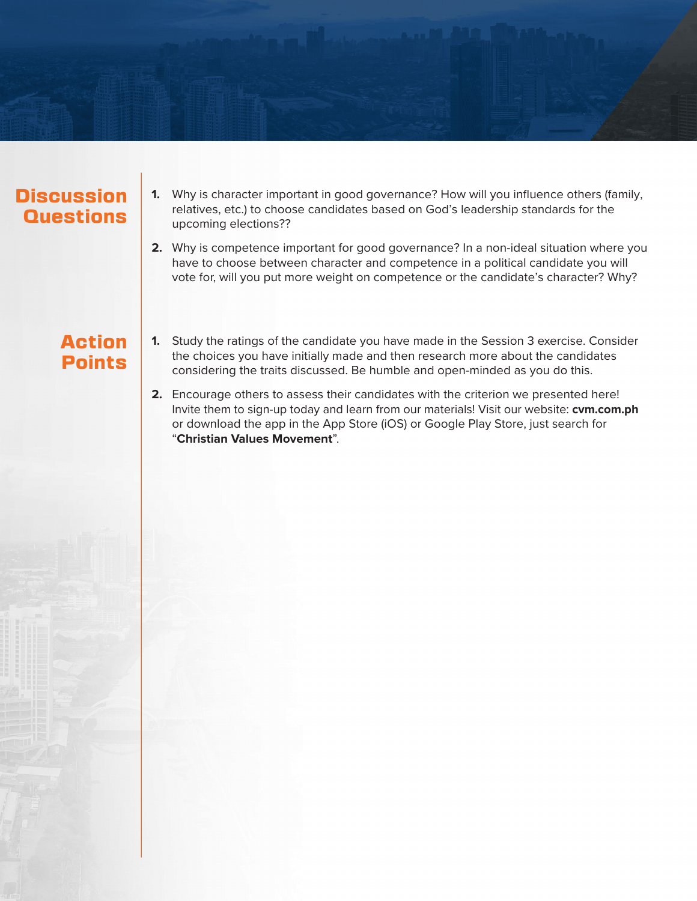## Discussion Questions

1. Why is character important in good governance? How will you influence others (family, relatives, etc.) to choose candidates based on God's leadership standards for the upcoming elections??

2. Why is competence important for good governance? In a non-ideal situation where you have to choose between character and competence in a political candidate you will vote for, will you put more weight on competence or the candidate's character? Why?

## Action Points

1. Study the ratings of the candidate you have made in the Session 3 exercise. Consider the choices you have initially made and then research more about the candidates considering the traits discussed. Be humble and open-minded as you do this.

2. Encourage others to assess their candidates with the criterion we presented here! Invite them to sign-up today and learn from our materials! Visit our website: **cvm.com.ph** or download the app in the App Store (iOS) or Google Play Store, just search for "**Christian Values Movement**".